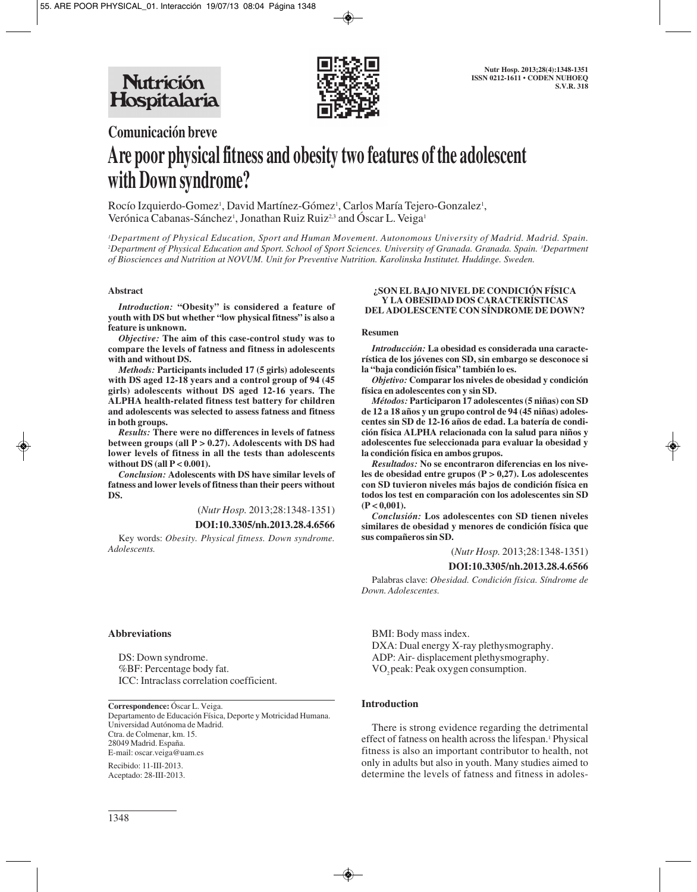Comunicación breve

# Are poor physical fitness and obesity two features of the adolescent with Down syndrome?

Rocío Izquierdo-Gomez[1], David Martínez-Gómez[1], Carlos María Tejero-Gonzalez[1], Verónica Cabanas-Sánchez[1], Jonathan Ruiz Ruiz[2,3] and Óscar L. Veiga[1]

*[1]Department of Physical Education, Sport and Human Movement. Autonomous University of Madrid. Madrid. Spain. [2]Department of Physical Education and Sport. School of Sport Sciences. University of Granada. Granada. Spain. [3]Department of Biosciences and Nutrition at NOVUM. Unit for Preventive Nutrition. Karolinska Institutet. Huddinge. Sweden.*

### Abstract

***Introduction:*** **"Obesity" is considered a feature of youth with DS but whether "low physical fitness" is also a feature is unknown.**

***Objective:*** **The aim of this case-control study was to compare the levels of fatness and fitness in adolescents with and without DS.**

***Methods:*** **Participants included 17 (5 girls) adolescents with DS aged 12-18 years and a control group of 94 (45 girls) adolescents without DS aged 12-16 years. The ALPHA health-related fitness test battery for children and adolescents was selected to assess fatness and fitness in both groups.**

***Results:*** **There were no differences in levels of fatness between groups (all $P > 0.27$). Adolescents with DS had lower levels of fitness in all the tests than adolescents without DS (all $P < 0.001$).**

***Conclusion:*** **Adolescents with DS have similar levels of fatness and lower levels of fitness than their peers without DS.**

(*Nutr Hosp.* 2013;28:1348-1351)

**DOI:10.3305/nh.2013.28.4.6566**

Key words: *Obesity. Physical fitness. Down syndrome. Adolescents.*

### ¿SON EL BAJO NIVEL DE CONDICIÓN FÍSICA Y LA OBESIDAD DOS CARACTERÍSTICAS DEL ADOLESCENTE CON SÍNDROME DE DOWN?

### Resumen

***Introducción:*** **La obesidad es considerada una característica de los jóvenes con SD, sin embargo se desconoce si la "baja condición física" también lo es.**

***Objetivo:*** **Comparar los niveles de obesidad y condición física en adolescentes con y sin SD.**

***Métodos:*** **Participaron 17 adolescentes (5 niñas) con SD de 12 a 18 años y un grupo control de 94 (45 niñas) adolescentes sin SD de 12-16 años de edad. La batería de condición física ALPHA relacionada con la salud para niños y adolescentes fue seleccionada para evaluar la obesidad y la condición física en ambos grupos.**

***Resultados:*** **No se encontraron diferencias en los niveles de obesidad entre grupos ($P > 0,27$). Los adolescentes con SD tuvieron niveles más bajos de condición física en todos los test en comparación con los adolescentes sin SD ($P < 0,001$).**

***Conclusión:*** **Los adolescentes con SD tienen niveles similares de obesidad y menores de condición física que sus compañeros sin SD.**

(*Nutr Hosp.* 2013;28:1348-1351)

**DOI:10.3305/nh.2013.28.4.6566**

Palabras clave: *Obesidad. Condición física. Síndrome de Down. Adolescentes.*

### Abbreviations

DS: Down syndrome.
%BF: Percentage body fat.
ICC: Intraclass correlation coefficient.
BMI: Body mass index.
DXA: Dual energy X-ray plethysmography.
ADP: Air- displacement plethysmography.
$VO_2$peak: Peak oxygen consumption.

**Correspondence:** Óscar L. Veiga.
Departamento de Educación Física, Deporte y Motricidad Humana.
Universidad Autónoma de Madrid.
Ctra. de Colmenar, km. 15.
28049 Madrid. España.
E-mail: oscar.veiga@uam.es

Recibido: 11-III-2013.
Aceptado: 28-III-2013.

### Introduction

There is strong evidence regarding the detrimental effect of fatness on health across the lifespan.[1] Physical fitness is also an important contributor to health, not only in adults but also in youth. Many studies aimed to determine the levels of fatness and fitness in adoles-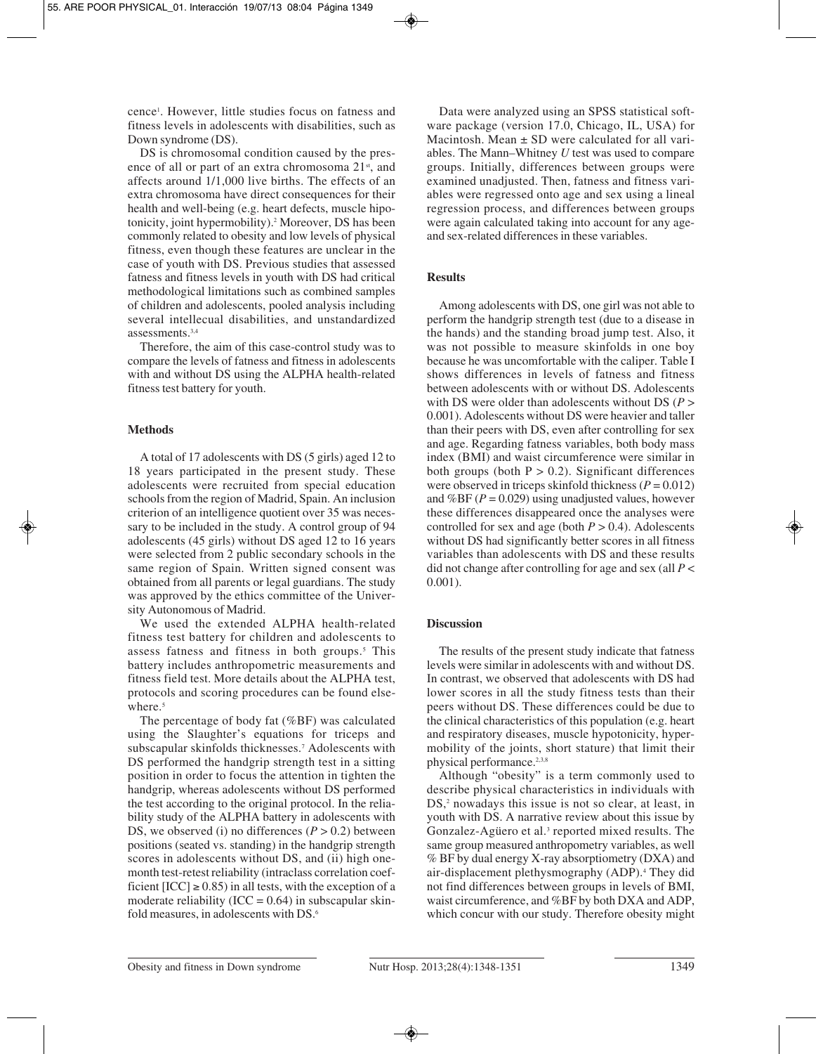cence[1]. However, little studies focus on fatness and fitness levels in adolescents with disabilities, such as Down syndrome (DS).

DS is chromosomal condition caused by the presence of all or part of an extra chromosoma 21[st], and affects around 1/1,000 live births. The effects of an extra chromosoma have direct consequences for their health and well-being (e.g. heart defects, muscle hipotonicity, joint hypermobility).[2] Moreover, DS has been commonly related to obesity and low levels of physical fitness, even though these features are unclear in the case of youth with DS. Previous studies that assessed fatness and fitness levels in youth with DS had critical methodological limitations such as combined samples of children and adolescents, pooled analysis including several intellecual disabilities, and unstandardized assessments.[3,4]

Therefore, the aim of this case-control study was to compare the levels of fatness and fitness in adolescents with and without DS using the ALPHA health-related fitness test battery for youth.

## Methods

A total of 17 adolescents with DS (5 girls) aged 12 to 18 years participated in the present study. These adolescents were recruited from special education schools from the region of Madrid, Spain. An inclusion criterion of an intelligence quotient over 35 was necessary to be included in the study. A control group of 94 adolescents (45 girls) without DS aged 12 to 16 years were selected from 2 public secondary schools in the same region of Spain. Written signed consent was obtained from all parents or legal guardians. The study was approved by the ethics committee of the University Autonomous of Madrid.

We used the extended ALPHA health-related fitness test battery for children and adolescents to assess fatness and fitness in both groups.[5] This battery includes anthropometric measurements and fitness field test. More details about the ALPHA test, protocols and scoring procedures can be found elsewhere.[5]

The percentage of body fat (%BF) was calculated using the Slaughter's equations for triceps and subscapular skinfolds thicknesses.[7] Adolescents with DS performed the handgrip strength test in a sitting position in order to focus the attention in tighten the handgrip, whereas adolescents without DS performed the test according to the original protocol. In the reliability study of the ALPHA battery in adolescents with DS, we observed (i) no differences ($P > 0.2$) between positions (seated vs. standing) in the handgrip strength scores in adolescents without DS, and (ii) high one-month test-retest reliability (intraclass correlation coefficient [ICC] $\geq 0.85$) in all tests, with the exception of a moderate reliability (ICC = 0.64) in subscapular skinfold measures, in adolescents with DS.[6]

Data were analyzed using an SPSS statistical software package (version 17.0, Chicago, IL, USA) for Macintosh. Mean ± SD were calculated for all variables. The Mann–Whitney *U* test was used to compare groups. Initially, differences between groups were examined unadjusted. Then, fatness and fitness variables were regressed onto age and sex using a lineal regression process, and differences between groups were again calculated taking into account for any age- and sex-related differences in these variables.

## Results

Among adolescents with DS, one girl was not able to perform the handgrip strength test (due to a disease in the hands) and the standing broad jump test. Also, it was not possible to measure skinfolds in one boy because he was uncomfortable with the caliper. Table I shows differences in levels of fatness and fitness between adolescents with or without DS. Adolescents with DS were older than adolescents without DS ($P > 0.001$). Adolescents without DS were heavier and taller than their peers with DS, even after controlling for sex and age. Regarding fatness variables, both body mass index (BMI) and waist circumference were similar in both groups (both $P > 0.2$). Significant differences were observed in triceps skinfold thickness ($P = 0.012$) and %BF ($P = 0.029$) using unadjusted values, however these differences disappeared once the analyses were controlled for sex and age (both $P > 0.4$). Adolescents without DS had significantly better scores in all fitness variables than adolescents with DS and these results did not change after controlling for age and sex (all $P < 0.001$).

## Discussion

The results of the present study indicate that fatness levels were similar in adolescents with and without DS. In contrast, we observed that adolescents with DS had lower scores in all the study fitness tests than their peers without DS. These differences could be due to the clinical characteristics of this population (e.g. heart and respiratory diseases, muscle hypotonicity, hypermobility of the joints, short stature) that limit their physical performance.[2,3,8]

Although "obesity" is a term commonly used to describe physical characteristics in individuals with DS,[2] nowadays this issue is not so clear, at least, in youth with DS. A narrative review about this issue by Gonzalez-Agüero et al.[3] reported mixed results. The same group measured anthropometry variables, as well % BF by dual energy X-ray absorptiometry (DXA) and air-displacement plethysmography (ADP).[4] They did not find differences between groups in levels of BMI, waist circumference, and %BF by both DXA and ADP, which concur with our study. Therefore obesity might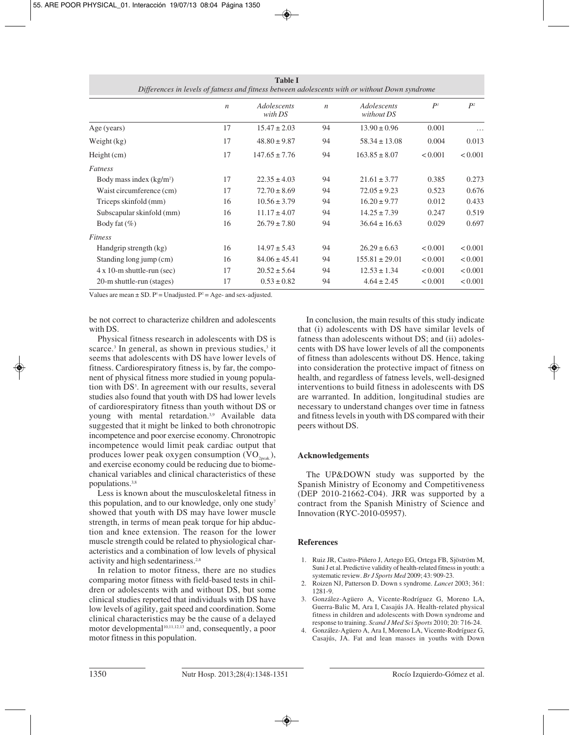**Table I**
*Differences in levels of fatness and fitness between adolescents with or without Down syndrome*

| | *n* | *Adolescents with DS* | *n* | *Adolescents without DS* | $P^1$ | $P^2$ |
|---|---|---|---|---|---|---|
| Age (years) | 17 | 15.47 ± 2.03 | 94 | 13.90 ± 0.96 | 0.001 | … |
| Weight (kg) | 17 | 48.80 ± 9.87 | 94 | 58.34 ± 13.08 | 0.004 | 0.013 |
| Height (cm) | 17 | 147.65 ± 7.76 | 94 | 163.85 ± 8.07 | < 0.001 | < 0.001 |
| *Fatness* | | | | | | |
| Body mass index (kg/m²) | 17 | 22.35 ± 4.03 | 94 | 21.61 ± 3.77 | 0.385 | 0.273 |
| Waist circumference (cm) | 17 | 72.70 ± 8.69 | 94 | 72.05 ± 9.23 | 0.523 | 0.676 |
| Triceps skinfold (mm) | 16 | 10.56 ± 3.79 | 94 | 16.20 ± 9.77 | 0.012 | 0.433 |
| Subscapular skinfold (mm) | 16 | 11.17 ± 4.07 | 94 | 14.25 ± 7.39 | 0.247 | 0.519 |
| Body fat (%) | 16 | 26.79 ± 7.80 | 94 | 36.64 ± 16.63 | 0.029 | 0.697 |
| *Fitness* | | | | | | |
| Handgrip strength (kg) | 16 | 14.97 ± 5.43 | 94 | 26.29 ± 6.63 | < 0.001 | < 0.001 |
| Standing long jump (cm) | 16 | 84.06 ± 45.41 | 94 | 155.81 ± 29.01 | < 0.001 | < 0.001 |
| 4 x 10-m shuttle-run (sec) | 17 | 20.52 ± 5.64 | 94 | 12.53 ± 1.34 | < 0.001 | < 0.001 |
| 20-m shuttle-run (stages) | 17 | 0.53 ± 0.82 | 94 | 4.64 ± 2.45 | < 0.001 | < 0.001 |

Values are mean ± SD. $P^1$ = Unadjusted. $P^2$ = Age- and sex-adjusted.

be not correct to characterize children and adolescents with DS.

Physical fitness research in adolescents with DS is scarce.[3] In general, as shown in previous studies,[3] it seems that adolescents with DS have lower levels of fitness. Cardiorespiratory fitness is, by far, the component of physical fitness more studied in young population with DS[3]. In agreement with our results, several studies also found that youth with DS had lower levels of cardiorespiratory fitness than youth without DS or young with mental retardation.[3,9] Available data suggested that it might be linked to both chronotropic incompetence and poor exercise economy. Chronotropic incompetence would limit peak cardiac output that produces lower peak oxygen consumption ($VO_{2peak}$), and exercise economy could be reducing due to biomechanical variables and clinical characteristics of these populations.[3,8]

Less is known about the musculoskeletal fitness in this population, and to our knowledge, only one study[7] showed that youth with DS may have lower muscle strength, in terms of mean peak torque for hip abduction and knee extension. The reason for the lower muscle strength could be related to physiological characteristics and a combination of low levels of physical activity and high sedentariness.[2,8]

In relation to motor fitness, there are no studies comparing motor fitness with field-based tests in children or adolescents with and without DS, but some clinical studies reported that individuals with DS have low levels of agility, gait speed and coordination. Some clinical characteristics may be the cause of a delayed motor developmental[10,11,12,13] and, consequently, a poor motor fitness in this population.

In conclusion, the main results of this study indicate that (i) adolescents with DS have similar levels of fatness than adolescents without DS; and (ii) adolescents with DS have lower levels of all the components of fitness than adolescents without DS. Hence, taking into consideration the protective impact of fitness on health, and regardless of fatness levels, well-designed interventions to build fitness in adolescents with DS are warranted. In addition, longitudinal studies are necessary to understand changes over time in fatness and fitness levels in youth with DS compared with their peers without DS.

## Acknowledgements

The UP&DOWN study was supported by the Spanish Ministry of Economy and Competitiveness (DEP 2010-21662-C04). JRR was supported by a contract from the Spanish Ministry of Science and Innovation (RYC-2010-05957).

## References

1. Ruiz JR, Castro-Piñero J, Artego EG, Ortega FB, Sjöström M, Suni J et al. Predictive validity of health-related fitness in youth: a systematic review. *Br J Sports Med* 2009; 43: 909-23.
2. Roizen NJ, Patterson D. Down s syndrome. *Lancet* 2003; 361: 1281-9.
3. González-Agüero A, Vicente-Rodríguez G, Moreno LA, Guerra-Balic M, Ara I, Casajús JA. Health-related physical fitness in children and adolescents with Down syndrome and response to training. *Scand J Med Sci Sports* 2010; 20: 716-24.
4. González-Agüero A, Ara I, Moreno LA, Vicente-Rodríguez G, Casajús, JA. Fat and lean masses in youths with Down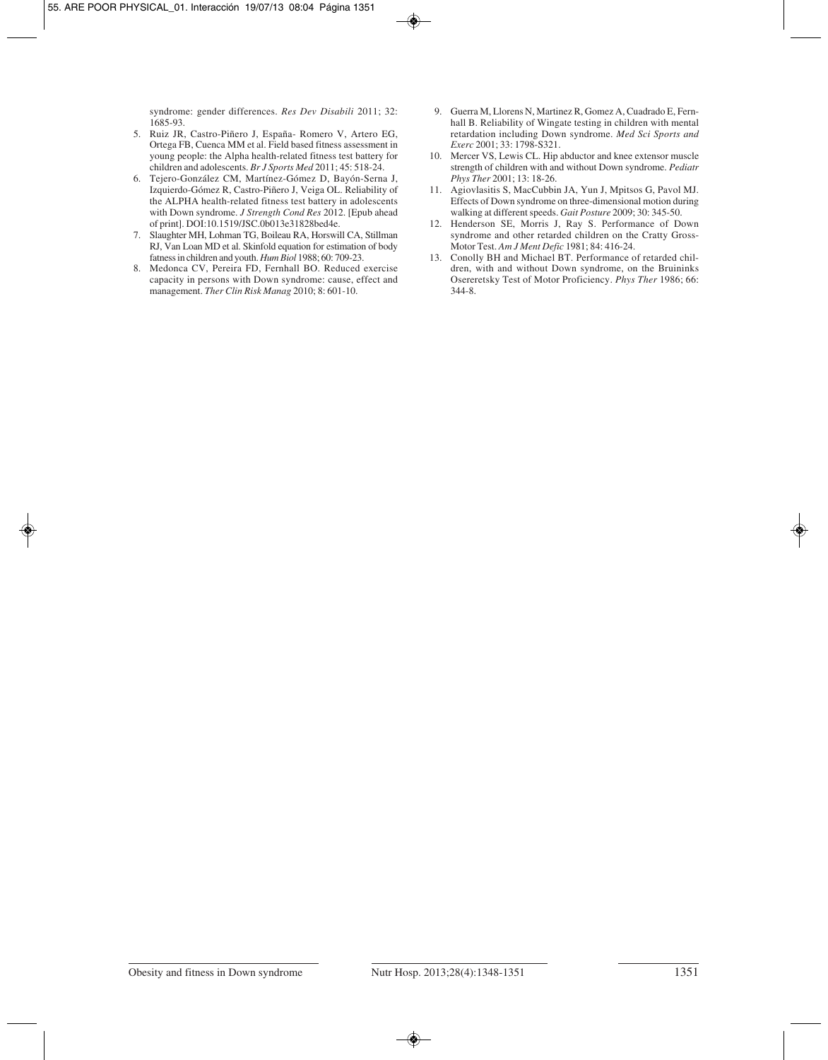syndrome: gender differences. *Res Dev Disabili* 2011; 32: 1685-93.

5. Ruiz JR, Castro-Piñero J, España- Romero V, Artero EG, Ortega FB, Cuenca MM et al. Field based fitness assessment in young people: the Alpha health-related fitness test battery for children and adolescents. *Br J Sports Med* 2011; 45: 518-24.
6. Tejero-González CM, Martínez-Gómez D, Bayón-Serna J, Izquierdo-Gómez R, Castro-Piñero J, Veiga OL. Reliability of the ALPHA health-related fitness test battery in adolescents with Down syndrome. *J Strength Cond Res* 2012. [Epub ahead of print]. DOI:10.1519/JSC.0b013e31828bed4e.
7. Slaughter MH, Lohman TG, Boileau RA, Horswill CA, Stillman RJ, Van Loan MD et al. Skinfold equation for estimation of body fatness in children and youth. *Hum Biol* 1988; 60: 709-23.
8. Medonca CV, Pereira FD, Fernhall BO. Reduced exercise capacity in persons with Down syndrome: cause, effect and management. *Ther Clin Risk Manag* 2010; 8: 601-10.
9. Guerra M, Llorens N, Martinez R, Gomez A, Cuadrado E, Fernhall B. Reliability of Wingate testing in children with mental retardation including Down syndrome. *Med Sci Sports and Exerc* 2001; 33: 1798-S321.
10. Mercer VS, Lewis CL. Hip abductor and knee extensor muscle strength of children with and without Down syndrome. *Pediatr Phys Ther* 2001; 13: 18-26.
11. Agiovlasitis S, MacCubbin JA, Yun J, Mpitsos G, Pavol MJ. Effects of Down syndrome on three-dimensional motion during walking at different speeds. *Gait Posture* 2009; 30: 345-50.
12. Henderson SE, Morris J, Ray S. Performance of Down syndrome and other retarded children on the Cratty Gross-Motor Test. *Am J Ment Defic* 1981; 84: 416-24.
13. Conolly BH and Michael BT. Performance of retarded children, with and without Down syndrome, on the Bruininks Osereretsky Test of Motor Proficiency. *Phys Ther* 1986; 66: 344-8.